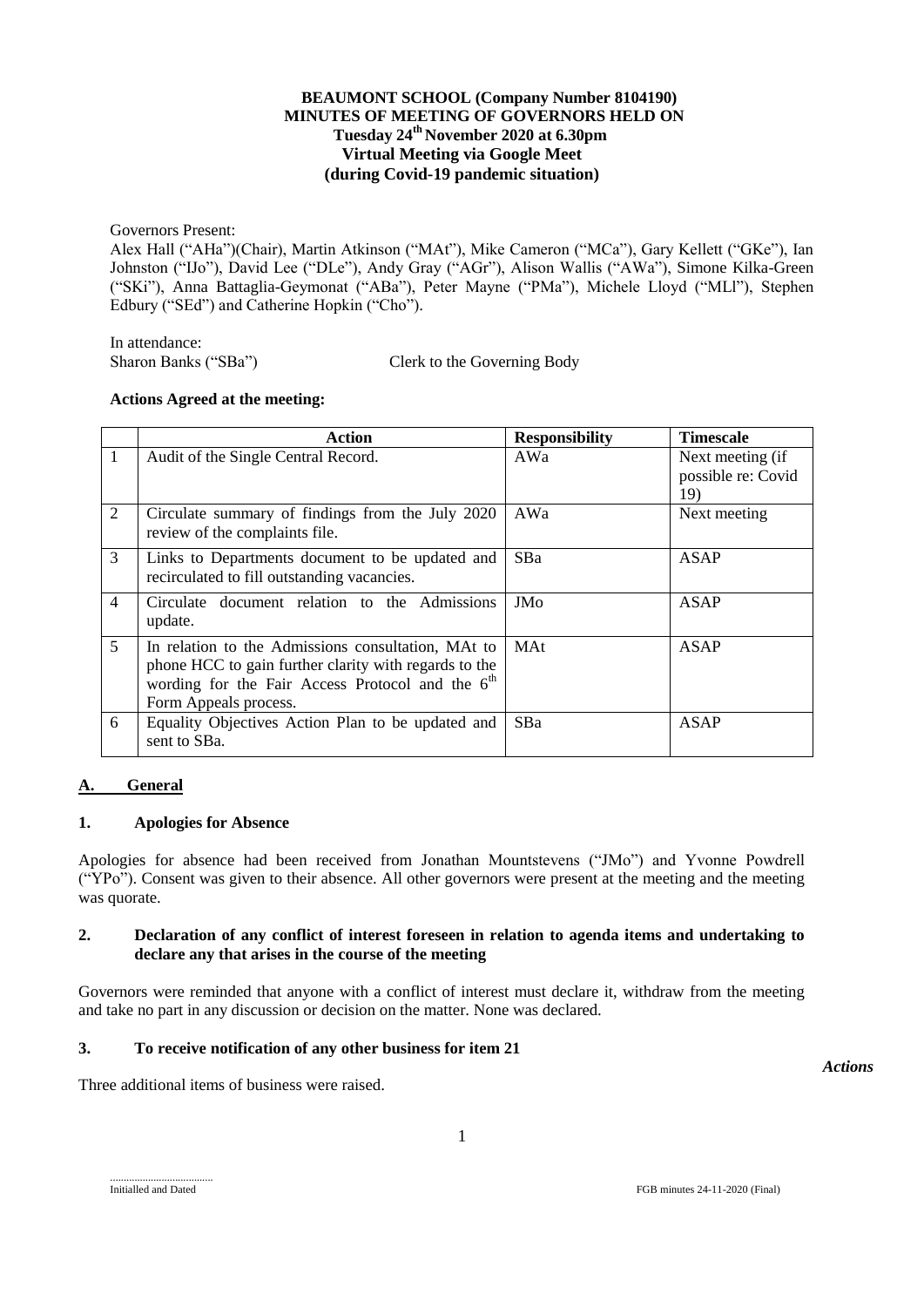# BEAUMONT SCHOOL (Company Number 8104190)
## MINUTES OF MEETING OF GOVERNORS HELD ON Tuesday 24th November 2020 at 6.30pm
### Virtual Meeting via Google Meet (during Covid-19 pandemic situation)

Governors Present:

Alex Hall ("AHa")(Chair), Martin Atkinson ("MAt"), Mike Cameron ("MCa"), Gary Kellett ("GKe"), Ian Johnston ("IJo"), David Lee ("DLe"), Andy Gray ("AGr"), Alison Wallis ("AWa"), Simone Kilka-Green ("SKi"), Anna Battaglia-Geymonat ("ABa"), Peter Mayne ("PMa"), Michele Lloyd ("MLl"), Stephen Edbury ("SEd") and Catherine Hopkin ("Cho").

In attendance:

Sharon Banks ("SBa") Clerk to the Governing Body

**Actions Agreed at the meeting:**

| | Action | Responsibility | Timescale |
|---|---|---|---|
| 1 | Audit of the Single Central Record. | AWa | Next meeting (if possible re: Covid 19) |
| 2 | Circulate summary of findings from the July 2020 review of the complaints file. | AWa | Next meeting |
| 3 | Links to Departments document to be updated and recirculated to fill outstanding vacancies. | SBa | ASAP |
| 4 | Circulate document relation to the Admissions update. | JMo | ASAP |
| 5 | In relation to the Admissions consultation, MAt to phone HCC to gain further clarity with regards to the wording for the Fair Access Protocol and the 6th Form Appeals process. | MAt | ASAP |
| 6 | Equality Objectives Action Plan to be updated and sent to SBa. | SBa | ASAP |

## A. General

### 1. Apologies for Absence

Apologies for absence had been received from Jonathan Mountstevens ("JMo") and Yvonne Powdrell ("YPo"). Consent was given to their absence. All other governors were present at the meeting and the meeting was quorate.

### 2. Declaration of any conflict of interest foreseen in relation to agenda items and undertaking to declare any that arises in the course of the meeting

Governors were reminded that anyone with a conflict of interest must declare it, withdraw from the meeting and take no part in any discussion or decision on the matter. None was declared.

### 3. To receive notification of any other business for item 21

*Actions*

Three additional items of business were raised.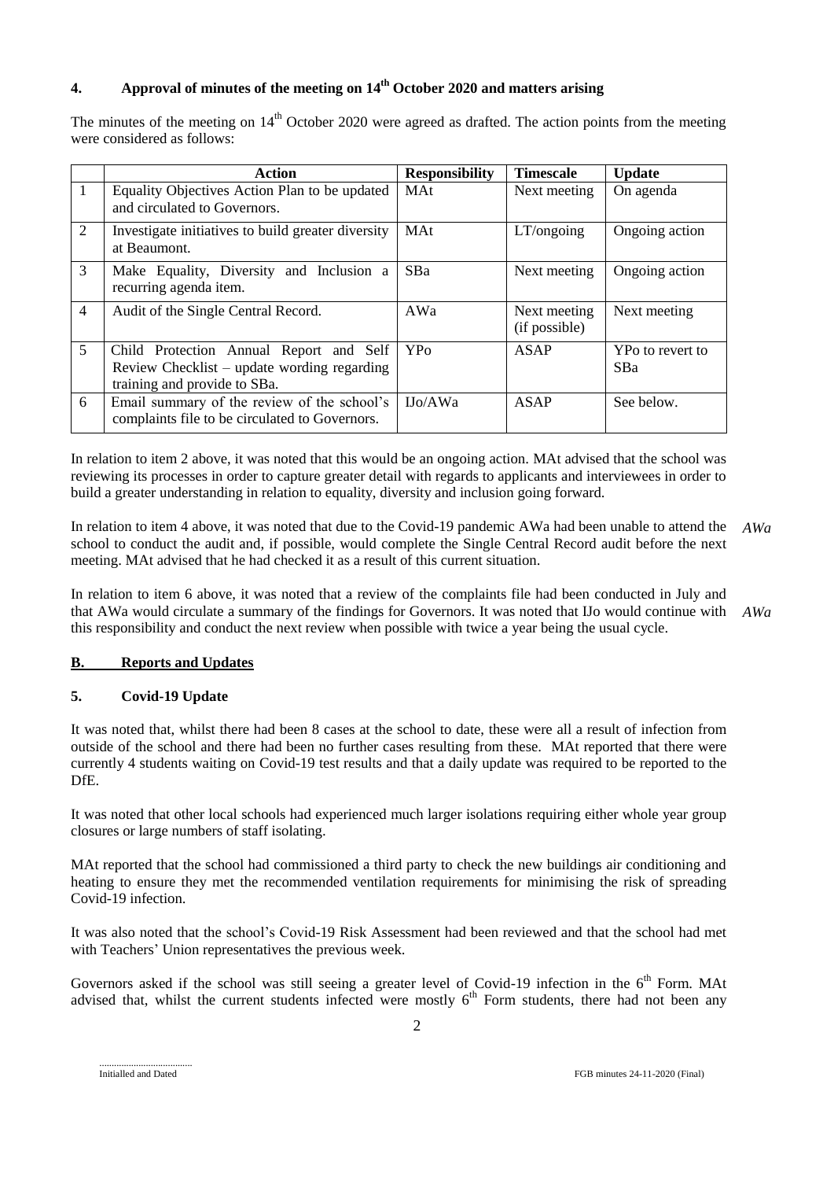## 4. Approval of minutes of the meeting on 14th October 2020 and matters arising

The minutes of the meeting on 14th October 2020 were agreed as drafted. The action points from the meeting were considered as follows:

| | Action | Responsibility | Timescale | Update |
|---|---|---|---|---|
| 1 | Equality Objectives Action Plan to be updated and circulated to Governors. | MAt | Next meeting | On agenda |
| 2 | Investigate initiatives to build greater diversity at Beaumont. | MAt | LT/ongoing | Ongoing action |
| 3 | Make Equality, Diversity and Inclusion a recurring agenda item. | SBa | Next meeting | Ongoing action |
| 4 | Audit of the Single Central Record. | AWa | Next meeting (if possible) | Next meeting |
| 5 | Child Protection Annual Report and Self Review Checklist – update wording regarding training and provide to SBa. | YPo | ASAP | YPo to revert to SBa |
| 6 | Email summary of the review of the school's complaints file to be circulated to Governors. | IJo/AWa | ASAP | See below. |

In relation to item 2 above, it was noted that this would be an ongoing action. MAt advised that the school was reviewing its processes in order to capture greater detail with regards to applicants and interviewees in order to build a greater understanding in relation to equality, diversity and inclusion going forward.

In relation to item 4 above, it was noted that due to the Covid-19 pandemic AWa had been unable to attend the school to conduct the audit and, if possible, would complete the Single Central Record audit before the next meeting. MAt advised that he had checked it as a result of this current situation. *AWa*

In relation to item 6 above, it was noted that a review of the complaints file had been conducted in July and that AWa would circulate a summary of the findings for Governors. It was noted that IJo would continue with this responsibility and conduct the next review when possible with twice a year being the usual cycle. *AWa*

## B. Reports and Updates

### 5. Covid-19 Update

It was noted that, whilst there had been 8 cases at the school to date, these were all a result of infection from outside of the school and there had been no further cases resulting from these. MAt reported that there were currently 4 students waiting on Covid-19 test results and that a daily update was required to be reported to the DfE.

It was noted that other local schools had experienced much larger isolations requiring either whole year group closures or large numbers of staff isolating.

MAt reported that the school had commissioned a third party to check the new buildings air conditioning and heating to ensure they met the recommended ventilation requirements for minimising the risk of spreading Covid-19 infection.

It was also noted that the school's Covid-19 Risk Assessment had been reviewed and that the school had met with Teachers' Union representatives the previous week.

Governors asked if the school was still seeing a greater level of Covid-19 infection in the 6th Form. MAt advised that, whilst the current students infected were mostly 6th Form students, there had not been any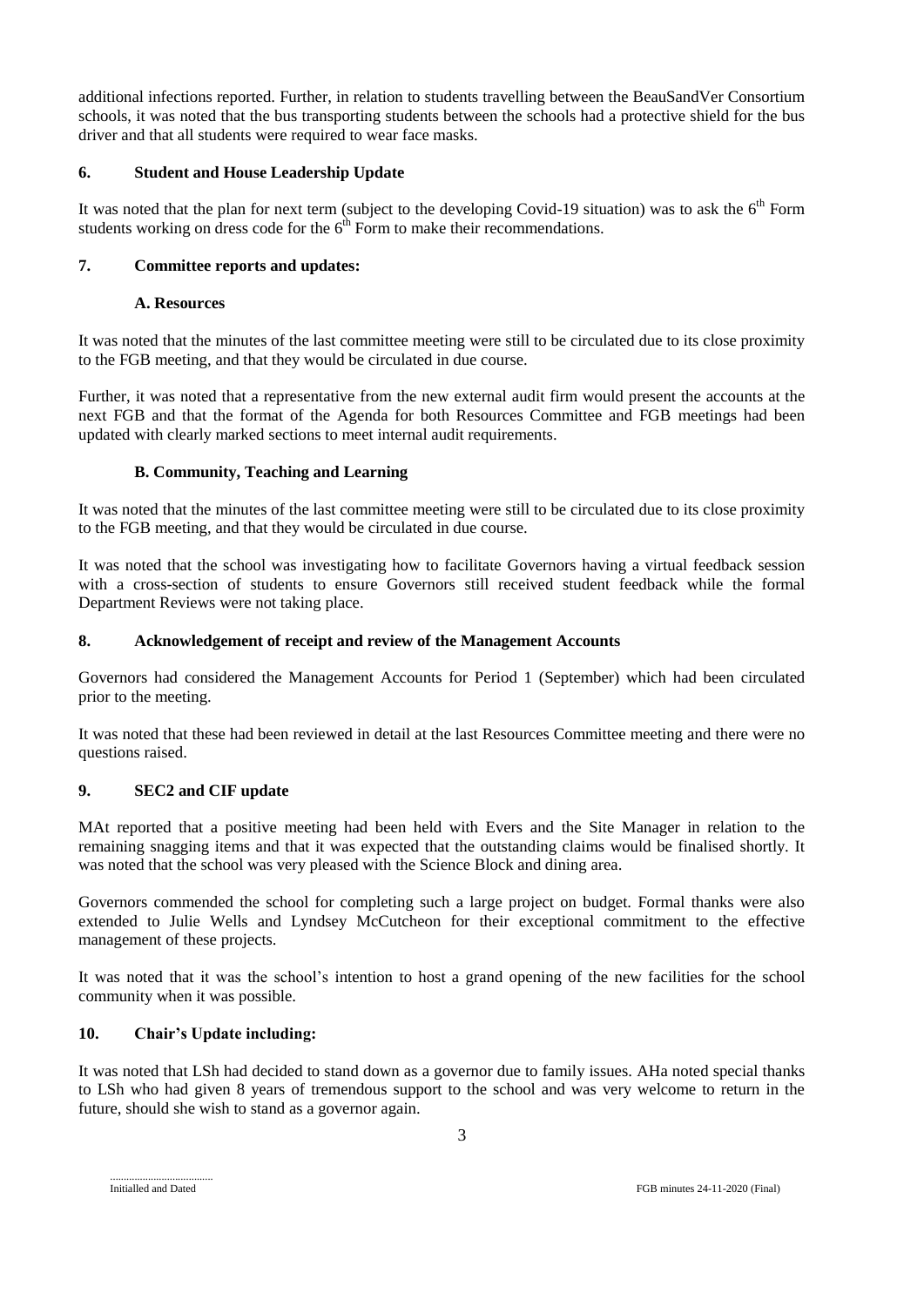additional infections reported. Further, in relation to students travelling between the BeauSandVer Consortium schools, it was noted that the bus transporting students between the schools had a protective shield for the bus driver and that all students were required to wear face masks.

## 6. Student and House Leadership Update

It was noted that the plan for next term (subject to the developing Covid-19 situation) was to ask the 6th Form students working on dress code for the 6th Form to make their recommendations.

## 7. Committee reports and updates:

### A. Resources

It was noted that the minutes of the last committee meeting were still to be circulated due to its close proximity to the FGB meeting, and that they would be circulated in due course.

Further, it was noted that a representative from the new external audit firm would present the accounts at the next FGB and that the format of the Agenda for both Resources Committee and FGB meetings had been updated with clearly marked sections to meet internal audit requirements.

### B. Community, Teaching and Learning

It was noted that the minutes of the last committee meeting were still to be circulated due to its close proximity to the FGB meeting, and that they would be circulated in due course.

It was noted that the school was investigating how to facilitate Governors having a virtual feedback session with a cross-section of students to ensure Governors still received student feedback while the formal Department Reviews were not taking place.

## 8. Acknowledgement of receipt and review of the Management Accounts

Governors had considered the Management Accounts for Period 1 (September) which had been circulated prior to the meeting.

It was noted that these had been reviewed in detail at the last Resources Committee meeting and there were no questions raised.

## 9. SEC2 and CIF update

MAt reported that a positive meeting had been held with Evers and the Site Manager in relation to the remaining snagging items and that it was expected that the outstanding claims would be finalised shortly. It was noted that the school was very pleased with the Science Block and dining area.

Governors commended the school for completing such a large project on budget. Formal thanks were also extended to Julie Wells and Lyndsey McCutcheon for their exceptional commitment to the effective management of these projects.

It was noted that it was the school's intention to host a grand opening of the new facilities for the school community when it was possible.

## 10. Chair's Update including:

It was noted that LSh had decided to stand down as a governor due to family issues. AHa noted special thanks to LSh who had given 8 years of tremendous support to the school and was very welcome to return in the future, should she wish to stand as a governor again.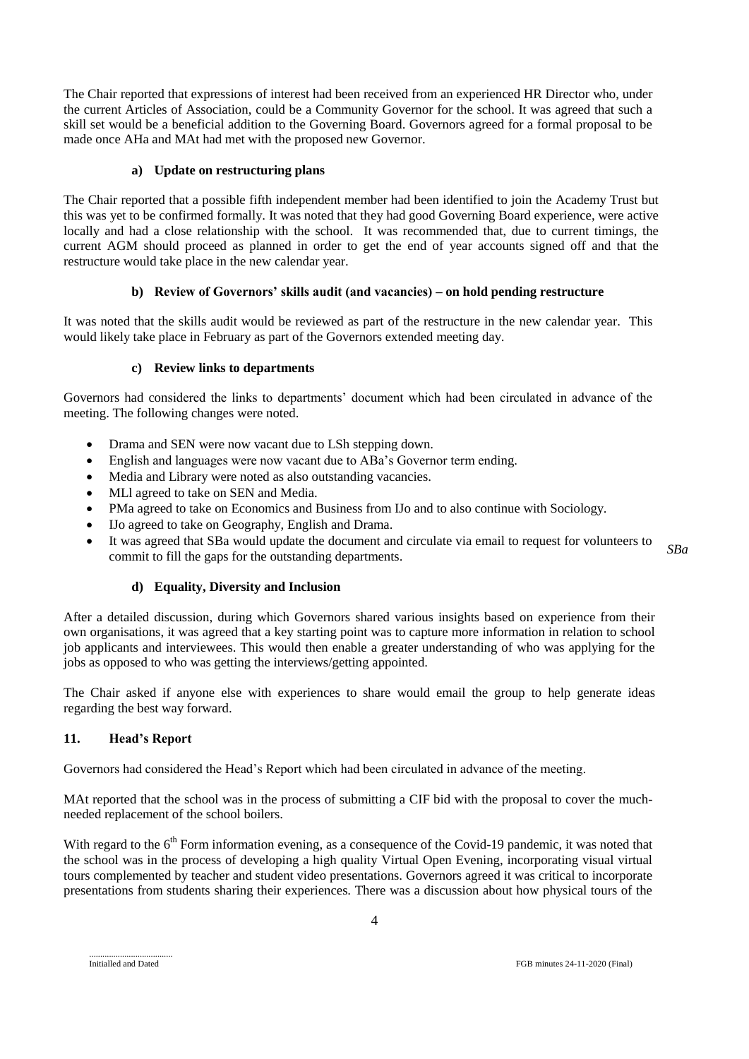The Chair reported that expressions of interest had been received from an experienced HR Director who, under the current Articles of Association, could be a Community Governor for the school. It was agreed that such a skill set would be a beneficial addition to the Governing Board. Governors agreed for a formal proposal to be made once AHa and MAt had met with the proposed new Governor.

### a) Update on restructuring plans

The Chair reported that a possible fifth independent member had been identified to join the Academy Trust but this was yet to be confirmed formally. It was noted that they had good Governing Board experience, were active locally and had a close relationship with the school. It was recommended that, due to current timings, the current AGM should proceed as planned in order to get the end of year accounts signed off and that the restructure would take place in the new calendar year.

### b) Review of Governors' skills audit (and vacancies) – on hold pending restructure

It was noted that the skills audit would be reviewed as part of the restructure in the new calendar year. This would likely take place in February as part of the Governors extended meeting day.

### c) Review links to departments

Governors had considered the links to departments' document which had been circulated in advance of the meeting. The following changes were noted.

- Drama and SEN were now vacant due to LSh stepping down.
- English and languages were now vacant due to ABa's Governor term ending.
- Media and Library were noted as also outstanding vacancies.
- MLl agreed to take on SEN and Media.
- PMa agreed to take on Economics and Business from IJo and to also continue with Sociology.
- IJo agreed to take on Geography, English and Drama.
- It was agreed that SBa would update the document and circulate via email to request for volunteers to commit to fill the gaps for the outstanding departments. *SBa*

### d) Equality, Diversity and Inclusion

After a detailed discussion, during which Governors shared various insights based on experience from their own organisations, it was agreed that a key starting point was to capture more information in relation to school job applicants and interviewees. This would then enable a greater understanding of who was applying for the jobs as opposed to who was getting the interviews/getting appointed.

The Chair asked if anyone else with experiences to share would email the group to help generate ideas regarding the best way forward.

## 11. Head's Report

Governors had considered the Head's Report which had been circulated in advance of the meeting.

MAt reported that the school was in the process of submitting a CIF bid with the proposal to cover the much-needed replacement of the school boilers.

With regard to the 6th Form information evening, as a consequence of the Covid-19 pandemic, it was noted that the school was in the process of developing a high quality Virtual Open Evening, incorporating visual virtual tours complemented by teacher and student video presentations. Governors agreed it was critical to incorporate presentations from students sharing their experiences. There was a discussion about how physical tours of the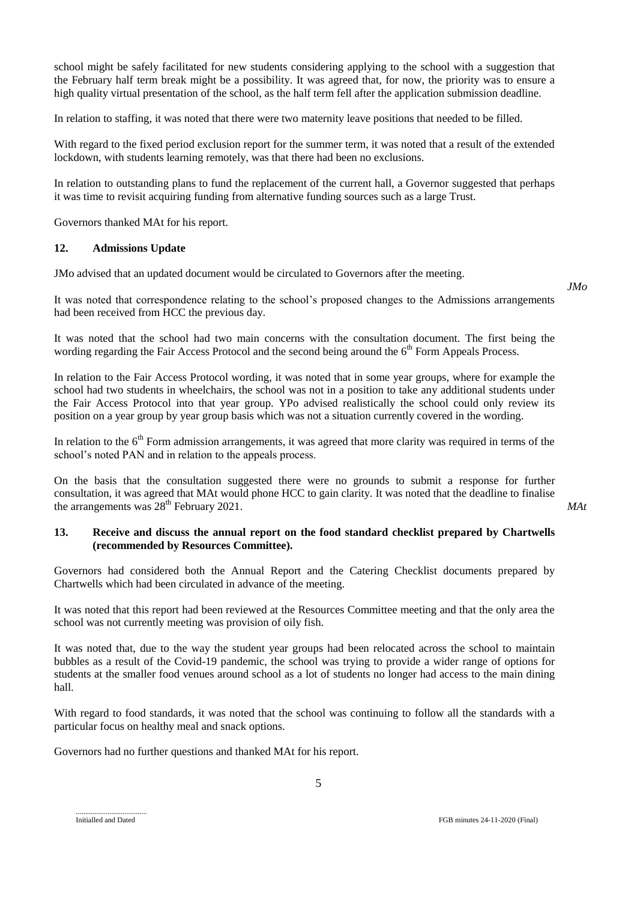school might be safely facilitated for new students considering applying to the school with a suggestion that the February half term break might be a possibility. It was agreed that, for now, the priority was to ensure a high quality virtual presentation of the school, as the half term fell after the application submission deadline.

In relation to staffing, it was noted that there were two maternity leave positions that needed to be filled.

With regard to the fixed period exclusion report for the summer term, it was noted that a result of the extended lockdown, with students learning remotely, was that there had been no exclusions.

In relation to outstanding plans to fund the replacement of the current hall, a Governor suggested that perhaps it was time to revisit acquiring funding from alternative funding sources such as a large Trust.

Governors thanked MAt for his report.

### 12. Admissions Update

JMo advised that an updated document would be circulated to Governors after the meeting. *JMo*

It was noted that correspondence relating to the school's proposed changes to the Admissions arrangements had been received from HCC the previous day.

It was noted that the school had two main concerns with the consultation document. The first being the wording regarding the Fair Access Protocol and the second being around the 6th Form Appeals Process.

In relation to the Fair Access Protocol wording, it was noted that in some year groups, where for example the school had two students in wheelchairs, the school was not in a position to take any additional students under the Fair Access Protocol into that year group. YPo advised realistically the school could only review its position on a year group by year group basis which was not a situation currently covered in the wording.

In relation to the 6th Form admission arrangements, it was agreed that more clarity was required in terms of the school's noted PAN and in relation to the appeals process.

On the basis that the consultation suggested there were no grounds to submit a response for further consultation, it was agreed that MAt would phone HCC to gain clarity. It was noted that the deadline to finalise the arrangements was 28th February 2021. *MAt*

### 13. Receive and discuss the annual report on the food standard checklist prepared by Chartwells (recommended by Resources Committee).

Governors had considered both the Annual Report and the Catering Checklist documents prepared by Chartwells which had been circulated in advance of the meeting.

It was noted that this report had been reviewed at the Resources Committee meeting and that the only area the school was not currently meeting was provision of oily fish.

It was noted that, due to the way the student year groups had been relocated across the school to maintain bubbles as a result of the Covid-19 pandemic, the school was trying to provide a wider range of options for students at the smaller food venues around school as a lot of students no longer had access to the main dining hall.

With regard to food standards, it was noted that the school was continuing to follow all the standards with a particular focus on healthy meal and snack options.

Governors had no further questions and thanked MAt for his report.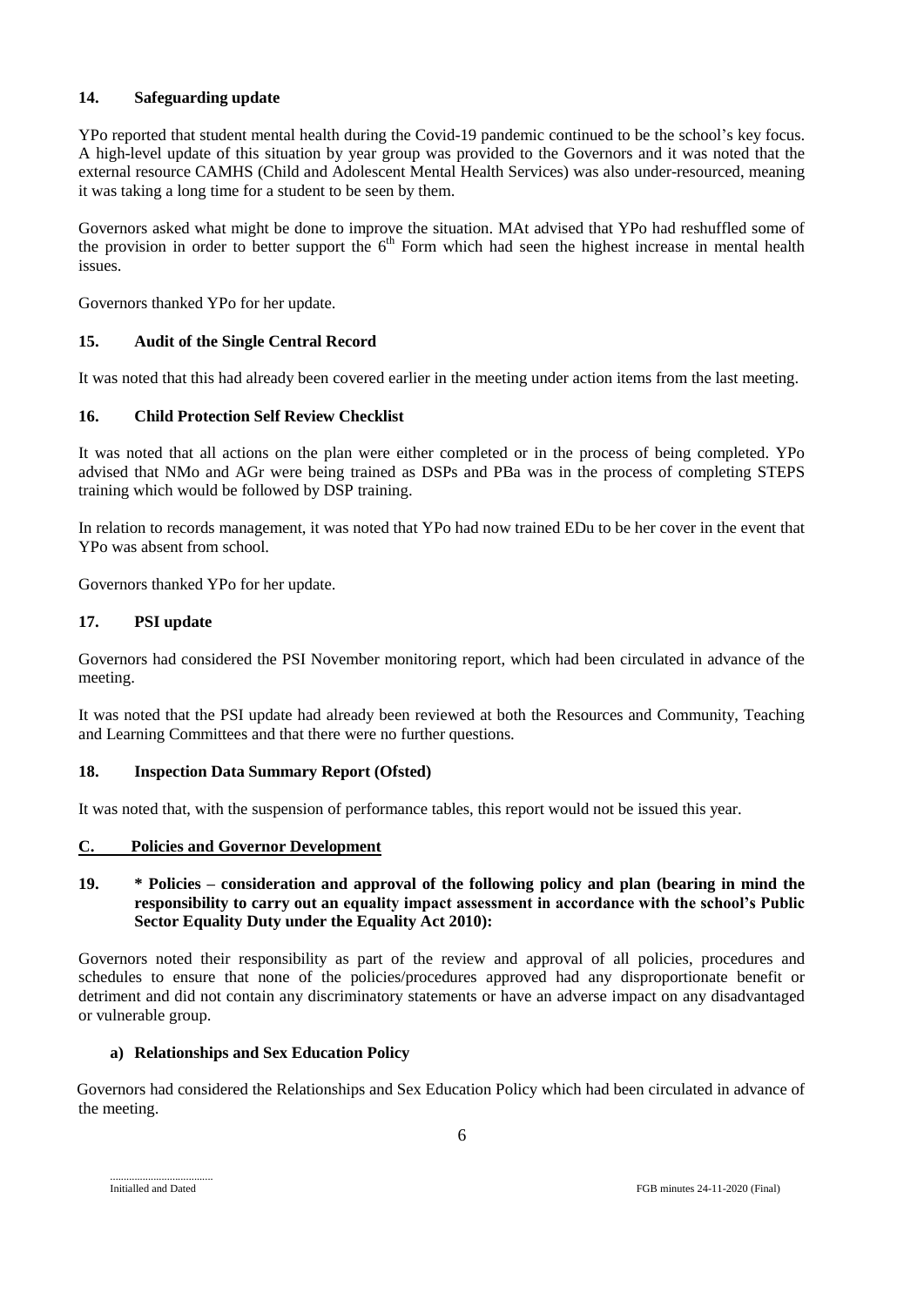### 14. Safeguarding update

YPo reported that student mental health during the Covid-19 pandemic continued to be the school's key focus. A high-level update of this situation by year group was provided to the Governors and it was noted that the external resource CAMHS (Child and Adolescent Mental Health Services) was also under-resourced, meaning it was taking a long time for a student to be seen by them.

Governors asked what might be done to improve the situation. MAt advised that YPo had reshuffled some of the provision in order to better support the 6th Form which had seen the highest increase in mental health issues.

Governors thanked YPo for her update.

### 15. Audit of the Single Central Record

It was noted that this had already been covered earlier in the meeting under action items from the last meeting.

### 16. Child Protection Self Review Checklist

It was noted that all actions on the plan were either completed or in the process of being completed. YPo advised that NMo and AGr were being trained as DSPs and PBa was in the process of completing STEPS training which would be followed by DSP training.

In relation to records management, it was noted that YPo had now trained EDu to be her cover in the event that YPo was absent from school.

Governors thanked YPo for her update.

### 17. PSI update

Governors had considered the PSI November monitoring report, which had been circulated in advance of the meeting.

It was noted that the PSI update had already been reviewed at both the Resources and Community, Teaching and Learning Committees and that there were no further questions.

### 18. Inspection Data Summary Report (Ofsted)

It was noted that, with the suspension of performance tables, this report would not be issued this year.

## C. Policies and Governor Development

### 19. * Policies – consideration and approval of the following policy and plan (bearing in mind the responsibility to carry out an equality impact assessment in accordance with the school's Public Sector Equality Duty under the Equality Act 2010):

Governors noted their responsibility as part of the review and approval of all policies, procedures and schedules to ensure that none of the policies/procedures approved had any disproportionate benefit or detriment and did not contain any discriminatory statements or have an adverse impact on any disadvantaged or vulnerable group.

#### a) Relationships and Sex Education Policy

Governors had considered the Relationships and Sex Education Policy which had been circulated in advance of the meeting.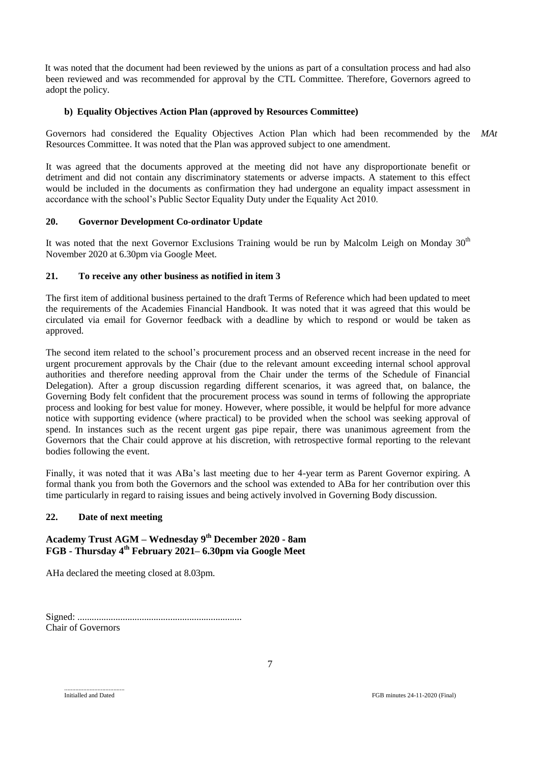It was noted that the document had been reviewed by the unions as part of a consultation process and had also been reviewed and was recommended for approval by the CTL Committee. Therefore, Governors agreed to adopt the policy.

**b) Equality Objectives Action Plan (approved by Resources Committee)**

Governors had considered the Equality Objectives Action Plan which had been recommended by the Resources Committee. It was noted that the Plan was approved subject to one amendment. *MAt*

It was agreed that the documents approved at the meeting did not have any disproportionate benefit or detriment and did not contain any discriminatory statements or adverse impacts. A statement to this effect would be included in the documents as confirmation they had undergone an equality impact assessment in accordance with the school's Public Sector Equality Duty under the Equality Act 2010.

### 20. Governor Development Co-ordinator Update

It was noted that the next Governor Exclusions Training would be run by Malcolm Leigh on Monday 30th November 2020 at 6.30pm via Google Meet.

### 21. To receive any other business as notified in item 3

The first item of additional business pertained to the draft Terms of Reference which had been updated to meet the requirements of the Academies Financial Handbook. It was noted that it was agreed that this would be circulated via email for Governor feedback with a deadline by which to respond or would be taken as approved.

The second item related to the school's procurement process and an observed recent increase in the need for urgent procurement approvals by the Chair (due to the relevant amount exceeding internal school approval authorities and therefore needing approval from the Chair under the terms of the Schedule of Financial Delegation). After a group discussion regarding different scenarios, it was agreed that, on balance, the Governing Body felt confident that the procurement process was sound in terms of following the appropriate process and looking for best value for money. However, where possible, it would be helpful for more advance notice with supporting evidence (where practical) to be provided when the school was seeking approval of spend. In instances such as the recent urgent gas pipe repair, there was unanimous agreement from the Governors that the Chair could approve at his discretion, with retrospective formal reporting to the relevant bodies following the event.

Finally, it was noted that it was ABa's last meeting due to her 4-year term as Parent Governor expiring. A formal thank you from both the Governors and the school was extended to ABa for her contribution over this time particularly in regard to raising issues and being actively involved in Governing Body discussion.

### 22. Date of next meeting

**Academy Trust AGM – Wednesday 9th December 2020 - 8am**
**FGB - Thursday 4th February 2021– 6.30pm via Google Meet**

AHa declared the meeting closed at 8.03pm.

Signed: .....................................................................
Chair of Governors

....................................
Initialled and Dated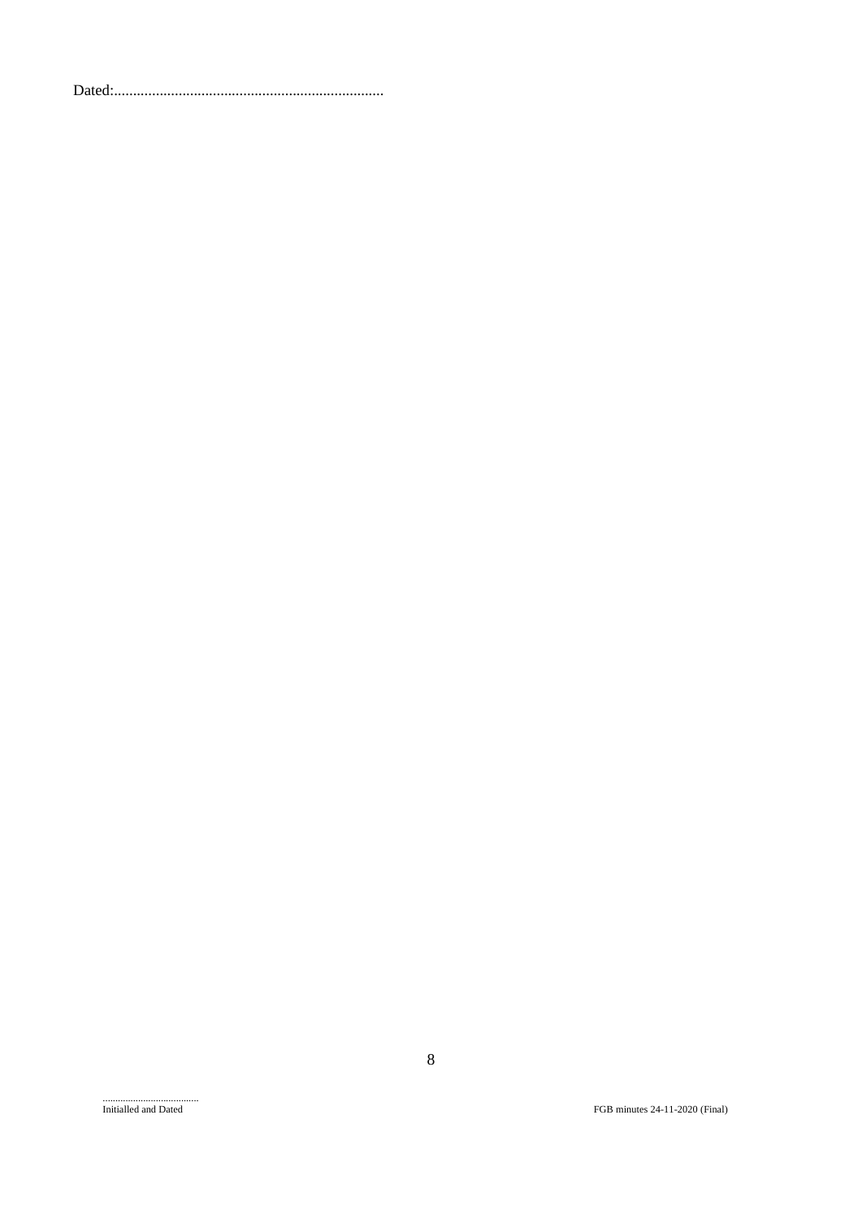Dated:.......................................................................